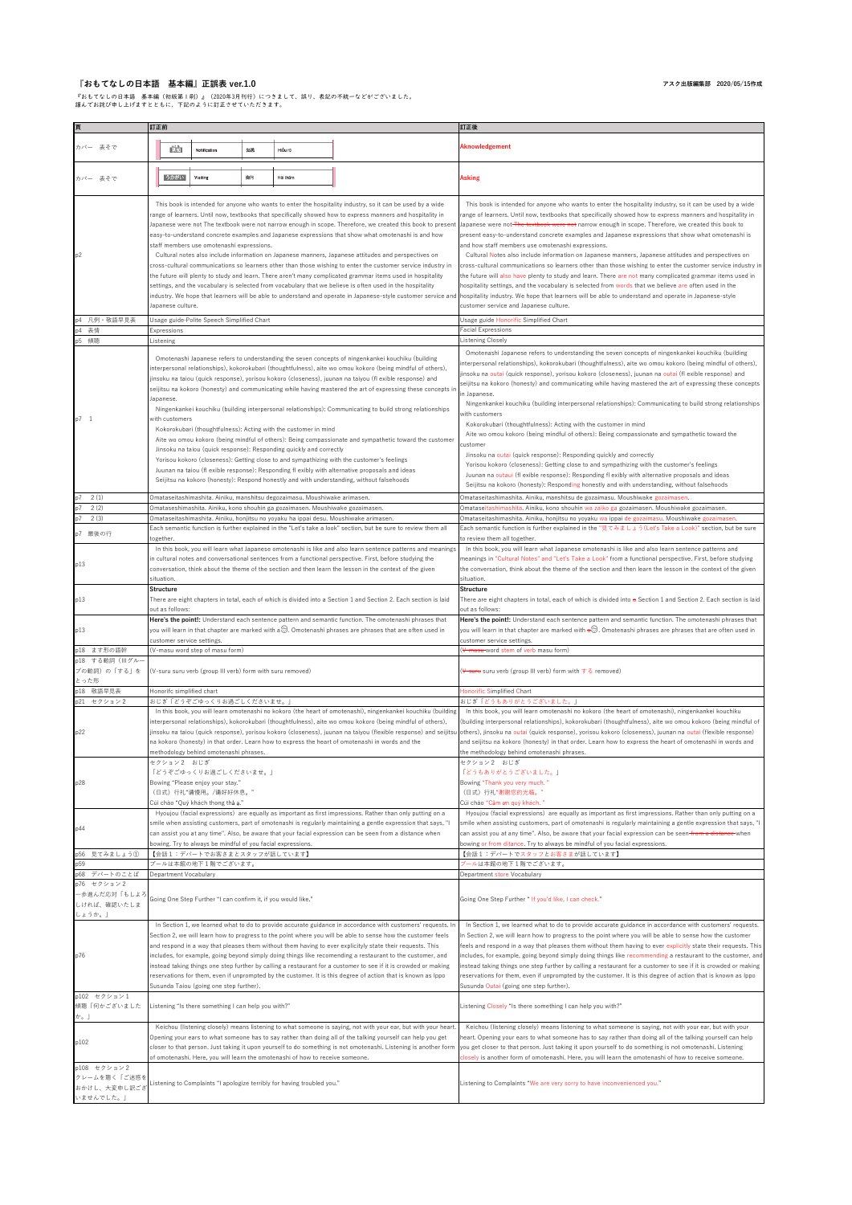# 『おもてなしの日本語　基本編』正誤表 ver.1.0

アスク出版編集部　2020/05/15作成

『おもてなしの日本語　基本編（初版第１刷）』（2020年3月刊行）につきまして、誤り、表記の不統一などがございました。
謹んでお詫び申し上げますとともに、下記のように訂正させていただきます。

| 頁 | 訂正前 | 訂正後 |
|---|---|---|
| カバー　表そで | 通知 Notification 知悉 Hiểu rõ | Aknowledgement |
| カバー　表そで | うかがい Visiting 询问 Hỏi thăm | Asking |
| p2 | This book is intended for anyone who wants to enter the hospitality industry, so it can be used by a wide range of learners. Until now, textbooks that specifically showed how to express manners and hospitality in Japanese were not The textbook were not narrow enough in scope. Therefore, we created this book to present easy-to-understand concrete examples and Japanese expressions that show what omotenashi is and how staff members use omotenashi expressions. Cultural notes also include information on Japanese manners, Japanese attitudes and perspectives on cross-cultural communications so learners other than those wishing to enter the customer service industry in the future will plenty to study and learn. There aren't many complicated grammar items used in hospitality settings, and the vocabulary is selected from vocabulary that we believe is often used in the hospitality industry. We hope that learners will be able to understand and operate in Japanese-style customer service and Japanese culture. | This book is intended for anyone who wants to enter the hospitality industry, so it can be used by a wide range of learners. Until now, textbooks that specifically showed how to express manners and hospitality in Japanese were not ~~The textbook were not~~ narrow enough in scope. Therefore, we created this book to present easy-to-understand concrete examples and Japanese expressions that show what omotenashi is and how staff members use omotenashi expressions. Cultural Notes also include information on Japanese manners, Japanese attitudes and perspectives on cross-cultural communications so learners other than those wishing to enter the customer service industry in the future will also have plenty to study and learn. There are not many complicated grammar items used in hospitality settings, and the vocabulary is selected from words that we believe are often used in the hospitality industry. We hope that learners will be able to understand and operate in Japanese-style customer service and Japanese culture. |
| p4　凡例・敬語早見表 | Usage guide-Polite Speech Simplified Chart | Usage guide Honorific Simplified Chart |
| p4　表情 | Expressions | Facial Expressions |
| p5　傾聴 | Listening | Listening Closely |
| p7　1 | Omotenashi Japanese refers to understanding the seven concepts of ningenkankei kouchiku (building interpersonal relationships), kokorokubari (thoughtfulness), aite wo omou kokoro (being mindful of others), jinsoku na taiou (quick response), yorisou kokoro (closeness), juunan na taiyou (fl exible response) and seijitsu na kokoro (honesty) and communicating while having mastered the art of expressing these concepts in Japanese. Ningenkankei kouchiku (building interpersonal relationships): Communicating to build strong relationships with customers Kokorokubari (thoughtfulness): Acting with the customer in mind Aite wo omou kokoro (being mindful of others): Being compassionate and sympathetic toward the customer Jinsoku na taiou (quick response): Responding quickly and correctly Yorisou kokoro (closeness): Getting close to and sympathizing with the customer's feelings Juunan na taiou (fl exible response): Responding fl exibly with alternative proposals and ideas Seijitsu na kokoro (honesty): Respond honestly and with understanding, without falsehoods | Omotenashi Japanese refers to understanding the seven concepts of ningenkankei kouchiku (building interpersonal relationships), kokorokubari (thoughtfulness), aite wo omou kokoro (being mindful of others), jinsoku na outai (quick response), yorisou kokoro (closeness), juunan na outai (fl exible response) and seijitsu na kokoro (honesty) and communicating while having mastered the art of expressing these concepts in Japanese. Ningenkankei kouchiku (building interpersonal relationships): Communicating to build strong relationships with customers Kokorokubari (thoughtfulness): Acting with the customer in mind Aite wo omou kokoro (being mindful of others): Being compassionate and sympathetic toward the customer Jinsoku na outai (quick response): Responding quickly and correctly Yorisou kokoro (closeness): Getting close to and sympathizing with the customer's feelings Juunan na outaui (fl exible response): Responding fl exibly with alternative proposals and ideas Seijitsu na kokoro (honesty): Responding honestly and with understanding, without falsehoods |
| p7　2 (1) | Omataseitashimashita. Ainiku, manshitsu degozaimasu. Moushiwake arimasen. | Omataseitashimashita. Ainiku, manshitsu de gozaimasu. Moushiwake gozaimasen. |
| p7　2 (2) | Omataseshimashita. Ainiku, kono shouhin ga gozaimasen. Moushiwake gozaimasen. | Omataseitashimashita. Ainiku, kono shouhin wa zaiko ga gozaimasen. Moushiwake gozaimasen. |
| p7　2 (3) | Omataseitashimashita. Ainiku, honjitsu no yoyaku ha ippai desu. Moushiwake arimasen. | Omataseitashimashita. Ainiku, honjitsu no yoyaku wa ippai de gozaimasu. Moushiwake gozaimasen. |
| p7　最後の行 | Each semantic function is further explained in the "Let's take a look" section, but be sure to review them all together. | Each semantic function is further explained in the "見てみましょう(Let's Take a Look)" section, but be sure to review them all together. |
| p13 | In this book, you will learn what Japanese omotenashi is like and also learn sentence patterns and meanings in cultural notes and conversational sentences from a functional perspective. First, before studying the conversation, think about the theme of the section and then learn the lesson in the context of the given situation. | In this book, you will learn what Japanese omotenashi is like and also learn sentence patterns and meanings in "Cultural Notes" and "Let's Take a Look" from a functional perspective. First, before studying the conversation, think about the theme of the section and then learn the lesson in the context of the given situation. |
| p13 | **Structure** There are eight chapters in total, each of which is divided into a Section 1 and Section 2. Each section is laid out as follows: | **Structure** There are eight chapters in total, each of which is divided into ~~a~~ Section 1 and Section 2. Each section is laid out as follows: |
| p13 | **Here's the point!:** Understand each sentence pattern and semantic function. The omotenashi phrases that you will learn in that chapter are marked with a ㊀. Omotenashi phrases are phrases that are often used in customer service settings. | **Here's the point!:** Understand each sentence pattern and semantic function. The omotenashi phrases that you will learn in that chapter are marked with ~~a~~ ㊀. Omotenashi phrases are phrases that are often used in customer service settings. |
| p18　ます形の語幹 | (V-masu word step of masu form) | (~~V-masu~~ word stem of verb masu form) |
| p18　する動詞（Ⅲグループの動詞）の「する」をとった形 | (V-suru suru verb (group III verb) form with suru removed) | (~~V-suru~~ suru verb (group III verb) form with する removed) |
| p18　敬語早見表 | Honorifc simplified chart | Honorific Simplified Chart |
| p21　セクション２ | おじぎ「どうぞごゆっくりお過ごしくださいませ。」 | おじぎ「どうもありがとうございました。」 |
| p22 | In this book, you will learn omotenashi no kokoro (the heart of omotenashi), ningenkankei kouchiku (building interpersonal relationships), kokorokubari (thoughtfulness), aite wo omou kokoro (being mindful of others), jinsoku na taiou (quick response), yorisou kokoro (closeness), juunan na taiou (flexible response) and seijitsu na kokoro (honesty) in that order. Learn how to express the heart of omotenashi in words and the methodology behind omotenashi phrases. | In this book, you will learn omotenashi no kokoro (the heart of omotenashi), ningenkankei kouchiku (building interpersonal relationships), kokorokubari (thoughtfulness), aite wo omou kokoro (being mindful of others), jinsoku na outai (quick response), yorisou kokoro (closeness), juunan na outai (flexible response) and seijitsu na kokoro (honesty) in that order. Learn how to express the heart of omotenashi in words and the methodology behind omotenashi phrases. |
| p28 | セクション２　おじぎ 「どうぞごゆっくりお過ごしくださいませ。」 Bowing "Please enjoy your stay." （日式）行礼"请慢用。/请好好休息。" Cúi chào "Quý khách thong thả ạ." | セクション２　おじぎ 「どうもありがとうございました。」 Bowing "Thank you very much." （日式）行礼"谢谢您的光临。" Cúi chào "Cảm ơn quý khách." |
| p44 | Hyoujou (facial expressions) are equally as important as first impressions. Rather than only putting on a smile when assisting customers, part of omotenashi is regularly maintaining a gentle expression that says, "I can assist you at any time". Also, be aware that your facial expression can be seen from a distance when bowing. Try to always be mindful of you facial expressions. | Hyoujou (facial expressions) are equally as important as first impressions. Rather than only putting on a smile when assisting customers, part of omotenashi is regularly maintaining a gentle expression that says, "I can assist you at any time". Also, be aware that your facial expression can be seen ~~from a distance~~ when bowing or from distance. Try to always be mindful of you facial expressions. |
| p56　見てみましょう① | 【会話１：デパートでお客さまとスタッフが話しています】 | 【会話１：デパートでスタッフとお客さまが話しています】 |
| p59 | プールは本館の地下１階でございます。 | プールは本館の地下１階でございます。 |
| p68　デパートのことば | Department Vocabulary | Department store Vocabulary |
| p76　セクション２ 一歩進んだ応対「もしよろしければ、確認いたしましょうか。」 | Going One Step Further "I can confirm it, if you would like." | Going One Step Further " If you'd like, I can check." |
| p76 | In Section 1, we learned what to do to provide accurate guidance in accordance with customers' requests. In Section 2, we will learn how to progress to the point where you will be able to sense how the customer feels and respond in a way that pleases them without them having to ever explicitly state their requests. This includes, for example, going beyond simply doing things like recomending a restaurant to the customer, and instead taking things one step further by calling a restaurant for a customer to see if it is crowded or making reservations for them, even if unprompted by the customer. It is this degree of action that is known as Ippo Susunda Taiou (going one step further). | In Section 1, we learned what to do to provide accurate guidance in accordance with customers' requests. In Section 2, we will learn how to progress to the point where you will be able to sense how the customer feels and respond in a way that pleases them without them having to ever explicitly state their requests. This includes, for example, going beyond simply doing things like recommending a restaurant to the customer, and instead taking things one step further by calling a restaurant for a customer to see if it is crowded or making reservations for them, even if unprompted by the customer. It is this degree of action that is known as Ippo Susunda Outai (going one step further). |
| p102　セクション１ 傾聴「何かございましたか。」 | Listening "Is there something I can help you with?" | Listening Closely "Is there something I can help you with?" |
| p102 | Keichou (listening closely) means listening to what someone is saying, not with your ear, but with your heart. Opening your ears to what someone has to say rather than doing all of the talking yourself can help you get closer to that person. Just taking it upon yourself to do something is not omotenashi. Listening is another form of omotenashi. Here, you will learn the omotenashi of how to receive someone. | Keichou (listening closely) means listening to what someone is saying, not with your ear, but with your heart. Opening your ears to what someone has to say rather than doing all of the talking yourself can help you get closer to that person. Just taking it upon yourself to do something is not omotenashi. Listening closely is another form of omotenashi. Here, you will learn the omotenashi of how to receive someone. |
| p108　セクション２ クレームを聴く「ご迷惑をおかけし、大変申し訳ございませんでした。」 | Listening to Complaints "I apologize terribly for having troubled you." | Listening to Complaints "We are very sorry to have inconvenienced you." |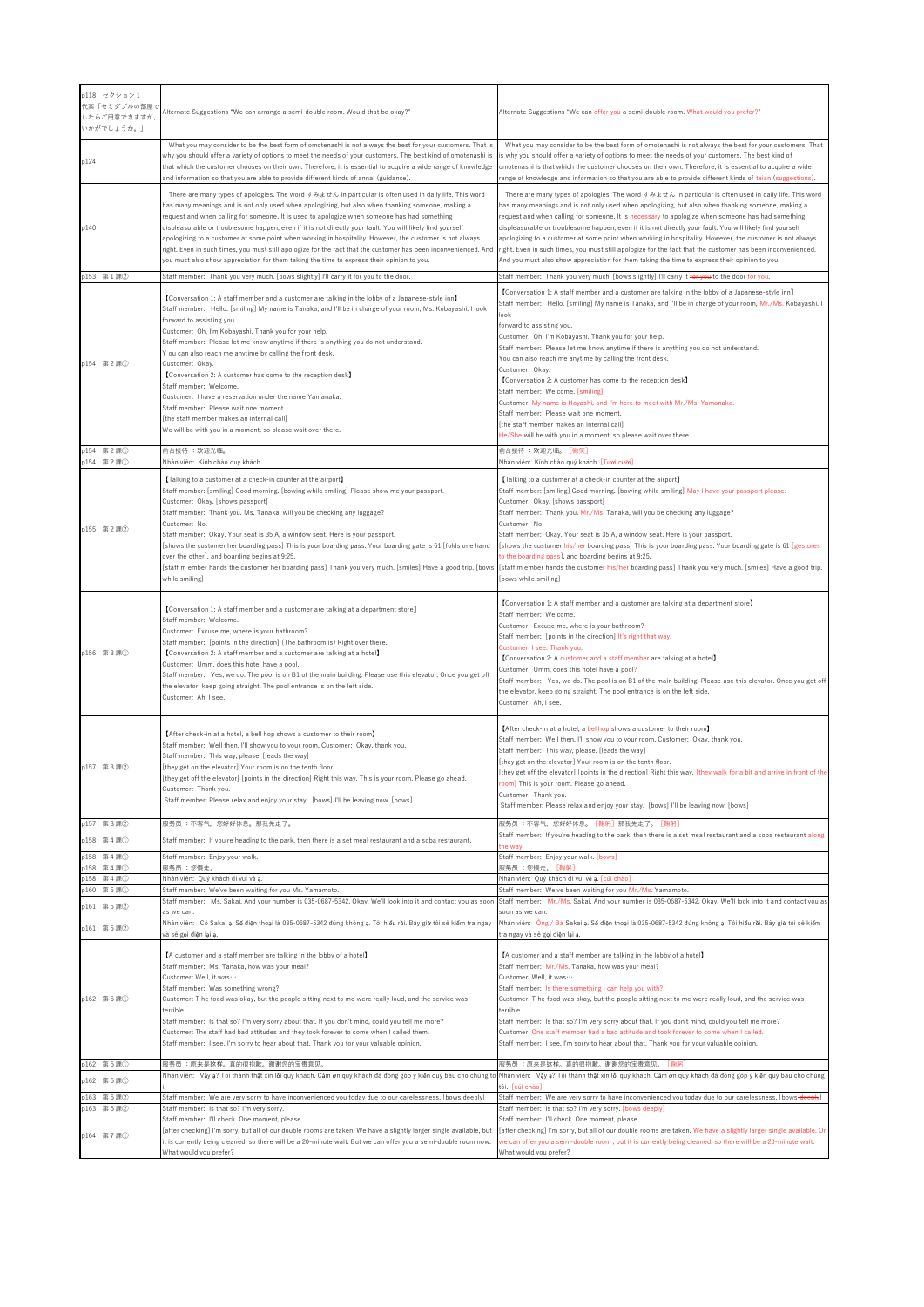| | | |
|---|---|---|
| p118　セクション１　代案「セミダブルの部屋でしたらご用意できますが、いかがでしょうか。」 | Alternate Suggestions "We can arrange a semi-double room. Would that be okay?" | Alternate Suggestions "We can offer you a semi-double room. What would you prefer?" |
| p124 | What you may consider to be the best form of omotenashi is not always the best for your customers. That is why you should offer a variety of options to meet the needs of your customers. The best kind of omotenashi is that which the customer chooses on their own. Therefore, it is essential to acquire a wide range of knowledge and information so that you are able to provide different kinds of annai (guidance). | What you may consider to be the best form of omotenashi is not always the best for your customers. That is why you should offer a variety of options to meet the needs of your customers. The best kind of omotenashi is that which the customer chooses on their own. Therefore, it is essential to acquire a wide range of knowledge and information so that you are able to provide different kinds of teian (suggestions). |
| p140 | There are many types of apologies. The word すみません in particular is often used in daily life. This word has many meanings and is not only used when apologizing, but also when thanking someone, making a request and when calling for someone. It is used to apologize when someone has had something displeasurable or troublesome happen, even if it is not directly your fault. You will likely find yourself apologizing to a customer at some point when working in hospitality. However, the customer is not always right. Even in such times, you must still apologize for the fact that the customer has been inconvenienced. And you must also show appreciation for them taking the time to express their opinion to you. | There are many types of apologies. The word すみません in particular is often used in daily life. This word has many meanings and is not only used when apologizing, but also when thanking someone, making a request and when calling for someone. It is necessary to apologize when someone has had something displeasurable or troublesome happen, even if it is not directly your fault. You will likely find yourself apologizing to a customer at some point when working in hospitality. However, the customer is not always right. Even in such times, you must still apologize for the fact that the customer has been inconvenienced. And you must also show appreciation for them taking the time to express their opinion to you. |
| p153　第１課② | Staff member: Thank you very much. [bows slightly] I'll carry it for you to the door. | Staff member: Thank you very much. [bows slightly] I'll carry it ~~for you~~ to the door for you. |
| p154　第２課① | 【Conversation 1: A staff member and a customer are talking in the lobby of a Japanese-style inn】<br>Staff member: Hello. [smiling] My name is Tanaka, and I'll be in charge of your room, Ms. Kobayashi. I look forward to assisting you.<br>Customer: Oh, I'm Kobayashi. Thank you for your help.<br>Staff member: Please let me know anytime if there is anything you do not understand.<br>You can also reach me anytime by calling the front desk.<br>Customer: Okay.<br>【Conversation 2: A customer has come to the reception desk】<br>Staff member: Welcome.<br>Customer: I have a reservation under the name Yamanaka.<br>Staff member: Please wait one moment.<br>[the staff member makes an internal call]<br>We will be with you in a moment, so please wait over there. | 【Conversation 1: A staff member and a customer are talking in the lobby of a Japanese-style inn】<br>Staff member: Hello. [smiling] My name is Tanaka, and I'll be in charge of your room, Mr./Ms. Kobayashi. I look forward to assisting you.<br>Customer: Oh, I'm Kobayashi. Thank you for your help.<br>Staff member: Please let me know anytime if there is anything you do not understand.<br>You can also reach me anytime by calling the front desk.<br>Customer: Okay.<br>【Conversation 2: A customer has come to the reception desk】<br>Staff member: Welcome. [smiling]<br>Customer: My name is Hayashi, and I'm here to meet with Mr./Ms. Yamanaka.<br>Staff member: Please wait one moment.<br>[the staff member makes an internal call]<br>He/She will be with you in a moment, so please wait over there. |
| p154　第２課① | 前台接待 ：欢迎光临。 | 前台接待 ：欢迎光临。［微笑］ |
| p154　第２課① | Nhân viên: Kính chào quý khách. | Nhân viên: Kính chào quý khách. [Tươi cười] |
| p155　第２課② | 【Talking to a customer at a check-in counter at the airport】<br>Staff member: [smiling] Good morning. [bowing while smiling] Please show me your passport.<br>Customer: Okay. [shows passport]<br>Staff member: Thank you. Ms. Tanaka, will you be checking any luggage?<br>Customer: No.<br>Staff member: Okay. Your seat is 35 A, a window seat. Here is your passport.<br>[shows the customer her boarding pass] This is your boarding pass. Your boarding gate is 61 [folds one hand over the other], and boarding begins at 9:25.<br>[staff m ember hands the customer her boarding pass] Thank you very much. [smiles] Have a good trip. [bows while smiling] | 【Talking to a customer at a check-in counter at the airport】<br>Staff member: [smiling] Good morning. [bowing while smiling] May I have your passport please.<br>Customer: Okay. [shows passport]<br>Staff member: Thank you. Mr./Ms. Tanaka, will you be checking any luggage?<br>Customer: No.<br>Staff member: Okay. Your seat is 35 A, a window seat. Here is your passport.<br>[shows the customer his/her boarding pass] This is your boarding pass. Your boarding gate is 61 [gestures to the boarding pass], and boarding begins at 9:25.<br>[staff m ember hands the customer his/her boarding pass] Thank you very much. [smiles] Have a good trip. [bows while smiling] |
| p156　第３課① | 【Conversation 1: A staff member and a customer are talking at a department store】<br>Staff member: Welcome.<br>Customer: Excuse me, where is your bathroom?<br>Staff member: [points in the direction] (The bathroom is) Right over there.<br>【Conversation 2: A staff member and a customer are talking at a hotel】<br>Customer: Umm, does this hotel have a pool?<br>Staff member: Yes, we do. The pool is on B1 of the main building. Please use this elevator. Once you get off the elevator, keep going straight. The pool entrance is on the left side.<br>Customer: Ah, I see. | 【Conversation 1: A staff member and a customer are talking at a department store】<br>Staff member: Welcome.<br>Customer: Excuse me, where is your bathroom?<br>Staff member: [points in the direction] It's right that way.<br>Customer: I see. Thank you.<br>【Conversation 2: A customer and a staff member are talking at a hotel】<br>Customer: Umm, does this hotel have a pool?<br>Staff member: Yes, we do. The pool is on B1 of the main building. Please use this elevator. Once you get off the elevator, keep going straight. The pool entrance is on the left side.<br>Customer: Ah, I see. |
| p157　第３課② | 【After check-in at a hotel, a bell hop shows a customer to their room】<br>Staff member: Well then, I'll show you to your room. Customer: Okay, thank you.<br>Staff member: This way, please. [leads the way]<br>[they get on the elevator] Your room is on the tenth floor.<br>[they get off the elevator] [points in the direction] Right this way. This is your room. Please go ahead.<br>Customer: Thank you.<br>Staff member: Please relax and enjoy your stay. [bows] I'll be leaving now. [bows] | 【After check-in at a hotel, a bellhop shows a customer to their room】<br>Staff member: Well then, I'll show you to your room. Customer: Okay, thank you.<br>Staff member: This way, please. [leads the way]<br>[they get on the elevator] Your room is on the tenth floor.<br>[they get off the elevator] [points in the direction] Right this way. [they walk for a bit and arrive in front of the room] This is your room. Please go ahead.<br>Customer: Thank you.<br>Staff member: Please relax and enjoy your stay. [bows] I'll be leaving now. [bows] |
| p157　第３課② | 服务员 ：不客气。 您好好休息。那我先走了。 | 服务员 ：不客气。 您好好休息。［鞠躬］那我先走了。［鞠躬］ |
| p158　第４課① | Staff member: If you're heading to the park, then there is a set meal restaurant and a soba restaurant. | Staff member: If you're heading to the park, then there is a set meal restaurant and a soba restaurant along the way. |
| p158　第４課① | Staff member: Enjoy your walk. | Staff member: Enjoy your walk. [bows] |
| p158　第４課① | 服务员 ：您慢走。 | 服务员 ：您慢走。［鞠躬］ |
| p158　第４課① | Nhân viên: Quý khách đi vui vẻ ạ. | Nhân viên: Quý khách đi vui vẻ ạ. [cúi chào] |
| p160　第５課① | Staff member: We've been waiting for you Ms. Yamamoto. | Staff member: We've been waiting for you Mr./Ms. Yamamoto. |
| p161　第５課② | Staff member: Ms. Sakai. And your number is 035-0687-5342. Okay. We'll look into it and contact you as soon as we can. | Staff member: Mr./Ms. Sakai. And your number is 035-0687-5342. Okay. We'll look into it and contact you as soon as we can. |
| p161　第５課② | Nhân viên: Cô Sakai ạ. Số điện thoại là 035-0687-5342 đúng không ạ. Tôi hiểu rồi. Bây giờ tôi sẽ kiểm tra ngay và sẽ gọi điện lại ạ. | Nhân viên: Ông / Bà Sakai ạ. Số điện thoại là 035-0687-5342 đúng không ạ. Tôi hiểu rồi. Bây giờ tôi sẽ kiểm tra ngay và sẽ gọi điện lại ạ. |
| p162　第６課① | 【A customer and a staff member are talking in the lobby of a hotel】<br>Staff member: Ms. Tanaka, how was your meal?<br>Customer: Well, it was…<br>Staff member: Was something wrong?<br>Customer: T he food was okay, but the people sitting next to me were really loud, and the service was terrible.<br>Staff member: Is that so? I'm very sorry about that. If you don't mind, could you tell me more?<br>Customer: The staff had bad attitudes and they took forever to come when I called them.<br>Staff member: I see. I'm sorry to hear about that. Thank you for your valuable opinion. | 【A customer and a staff member are talking in the lobby of a hotel】<br>Staff member: Mr./Ms. Tanaka, how was your meal?<br>Customer: Well, it was…<br>Staff member: Is there something I can help you with?<br>Customer: T he food was okay, but the people sitting next to me were really loud, and the service was terrible.<br>Staff member: Is that so? I'm very sorry about that. If you don't mind, could you tell me more?<br>Customer: One staff member had a bad attitude and took forever to come when I called.<br>Staff member: I see. I'm sorry to hear about that. Thank you for your valuable opinion. |
| p162　第６課① | 服务员 ：原来是这样。真的很抱歉。谢谢您的宝贵意见。 | 服务员 ：原来是这样。真的很抱歉。谢谢您的宝贵意见。［鞠躬］ |
| p162　第６課① | Nhân viên: Vậy ạ? Tôi thành thật xin lỗi quý khách. Cảm ơn quý khách đã đóng góp ý kiến quý báu cho chúng tôi. | Nhân viên: Vậy ạ? Tôi thành thật xin lỗi quý khách. Cảm ơn quý khách đã đóng góp ý kiến quý báu cho chúng tôi. [cúi chào] |
| p163　第６課② | Staff member: We are very sorry to have inconvenienced you today due to our carelessness. [bows deeply] | Staff member: We are very sorry to have inconvenienced you today due to our carelessness. [bows ~~deeply~~] |
| p163　第６課② | Staff member: Is that so? I'm very sorry. | Staff member: Is that so? I'm very sorry. [bows deeply] |
| p164　第７課① | Staff member: I'll check. One moment, please.<br>[after checking] I'm sorry, but all of our double rooms are taken. We have a slightly larger single available, but it is currently being cleaned, so there will be a 20-minute wait. But we can offer you a semi-double room now.<br>What would you prefer? | Staff member: I'll check. One moment, please.<br>[after checking] I'm sorry, but all of our double rooms are taken. We have a slightly larger single available. Or we can offer you a semi-double room , but it is currently being cleaned, so there will be a 20-minute wait.<br>What would you prefer? |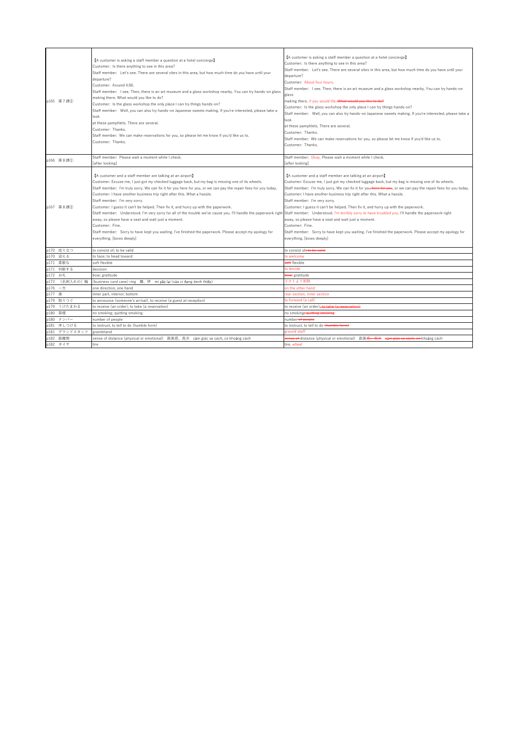| | | |
|---|---|---|
| p165 第７課② | 【A customer is asking a staff member a question at a hotel concierge】<br>Customer: Is there anything to see in this area?<br>Staff member: Let's see. There are several sites in this area, but how much time do you have until your departure?<br>Customer: Around 4:00.<br>Staff member: I see. Then, there is an art museum and a glass workshop nearby. You can try hands-on glass making there. What would you like to do?<br>Customer: Is the glass workshop the only place I can try things hands-on?<br>Staff member: Well, you can also try hands-on Japanese sweets making. If you're interested, please take a look at these pamphlets. There are several.<br>Customer: Thanks.<br>Staff member: We can make reservations for you, so please let me know if you'd like us to.<br>Customer: Thanks. | 【A customer is asking a staff member a question at a hotel concierge】<br>Customer: Is there anything to see in this area?<br>Staff member: Let's see. There are several sites in this area, but how much time do you have until your departure?<br>Customer: About four hours.<br>Staff member: I see. Then, there is an art museum and a glass workshop nearby. You can try hands-on glass making there, if you would like. ~~What would you like to do?~~<br>Customer: Is the glass workshop the only place I can try things hands-on?<br>Staff member: Well, you can also try hands-on Japanese sweets making. If you're interested, please take a look at these pamphlets. There are several.<br>Customer: Thanks.<br>Staff member: We can make reservations for you, so please let me know if you'd like us to.<br>Customer: Thanks. |
| p166 第８課① | Staff member: Please wait a moment while I check.<br>[after looking] | Staff member: Okay. Please wait a moment while I check.<br>[after looking] |
| p167 第８課② | 【A customer and a staff member are talking at an airport】<br>Customer: Excuse me, I just got my checked luggage back, but my bag is missing one of its wheels.<br>Staff member: I'm truly sorry. We can fix it for you here for you, or we can pay the repair fees for you today.<br>Customer: I have another business trip right after this. What a hassle.<br>Staff member: I'm very sorry.<br>Customer: I guess it can't be helped. Then fix it, and hurry up with the paperwork.<br>Staff member: Understood. I'm very sorry for all of the trouble we've cause you. I'll handle the paperwork right away, so please have a seat and wait just a moment.<br>Customer: Fine.<br>Staff member: Sorry to have kept you waiting. I've finished the paperwork. Please accept my apology for everything. [bows deeply] | 【A customer and a staff member are talking at an airport】<br>Customer: Excuse me, I just got my checked luggage back, but my bag is missing one of its wheels.<br>Staff member: I'm truly sorry. We can fix it for you ~~here for you~~, or we can pay the repair fees for you today.<br>Customer: I have another business trip right after this. What a hassle.<br>Staff member: I'm very sorry.<br>Customer: I guess it can't be helped. Then fix it, and hurry up with the paperwork.<br>Staff member: Understood. I'm terribly sorry to have troubled you. I'll handle the paperwork right away, so please have a seat and wait just a moment.<br>Customer: Fine.<br>Staff member: Sorry to have kept you waiting. I've finished the paperwork. Please accept my apology for everything. [bows deeply] |
| p170 成り立つ | to consist of; to be valid | to consist of~~; to be valid~~ |
| p170 迎える | to face; to head toward | to welcome |
| p171 柔軟な | soft flexible | ~~soft~~ flexible |
| p171 判断する | decision | to decide |
| p172 お礼 | bow; gratitude | ~~bow;~~ gratitude |
| p172 （名刺入れの）輪 | (business card case) ring 圈、环 mí gấp lại (của ví đựng danh thiếp) | リストより削除 |
| p176 一方 | one direction, one hand | on the other hand |
| p177 奥 | inner part, interior; bottom | rear section, inner section |
| p179 取りつぐ | to announce (someone's arrival), to receive (a guest at reception) | to forward (a call) |
| p179 うけたまわる | to receive (an order), to take (a reservation) | to receive (an order)~~, to take (a reservation)~~ |
| p180 禁煙 | no smoking; quitting smoking | no smoking~~; quitting smoking~~ |
| p180 ナンバー | number of people | number ~~of people~~ |
| p181 申しつける | to instruct, to tell to do (humble form) | to instruct, to tell to do ~~(humble form)~~ |
| p181 グランドスタッフ | grandstand | ground staff |
| p182 距離間 | sense of distance (physical or emotional) 距离感、高冷 cảm giác xa cách, có khoảng cách | ~~sense of~~ distance (physical or emotional) 距离~~感、高冷 cảm giác xa cách, có~~ khoảng cách |
| p182 タイヤ | tire | tire, wheel |